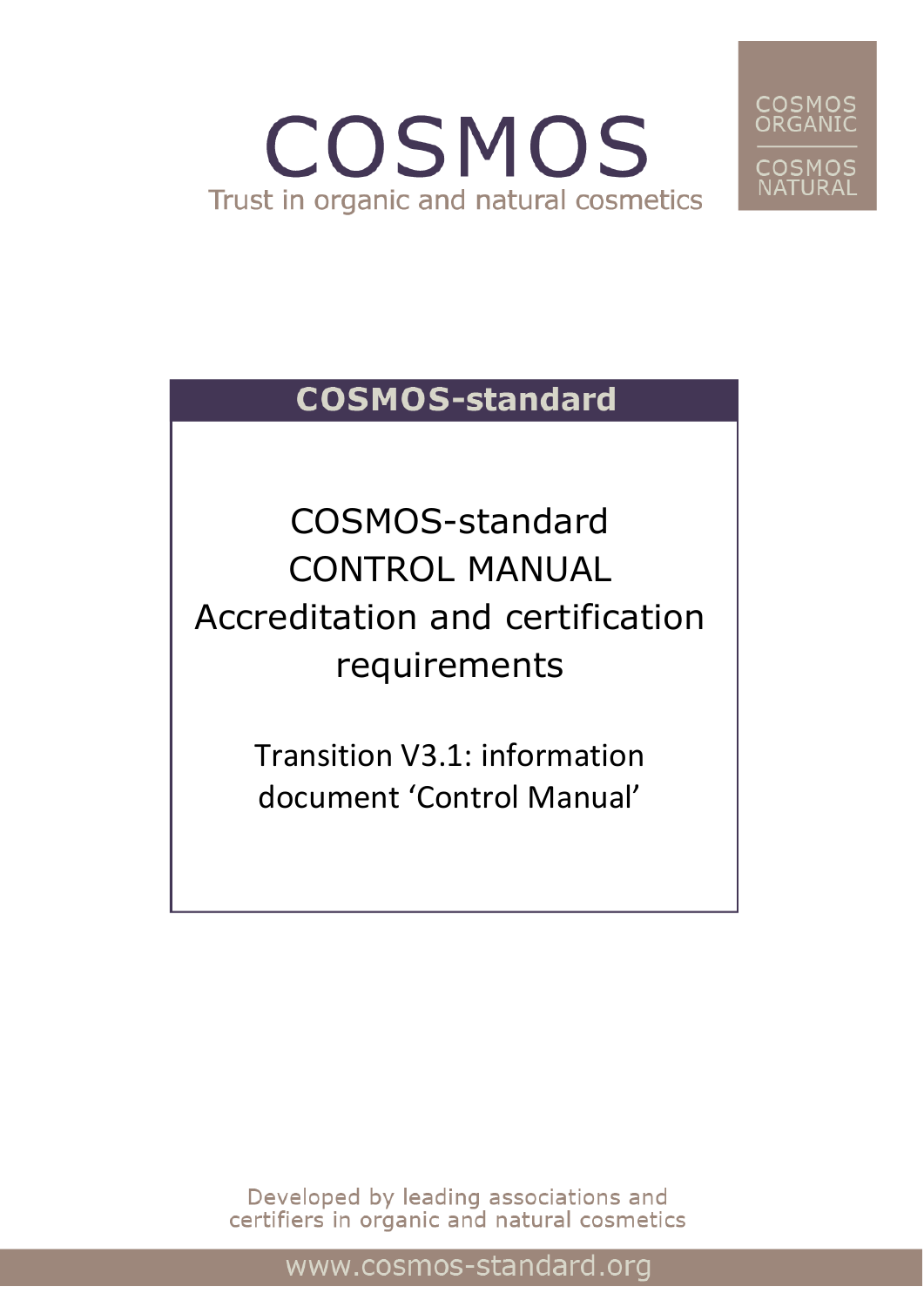# COSMOS

Trust in organic and natural cosmetics

COSMOS ORGANIC

COSMOS NATURAL

## COSMOS-standard

# COSMOS-standard CONTROL MANUAL Accreditation and certification requirements

Transition V3.1: information document 'Control Manual'

Developed by leading associations and certifiers in organic and natural cosmetics

www.cosmos-standard.org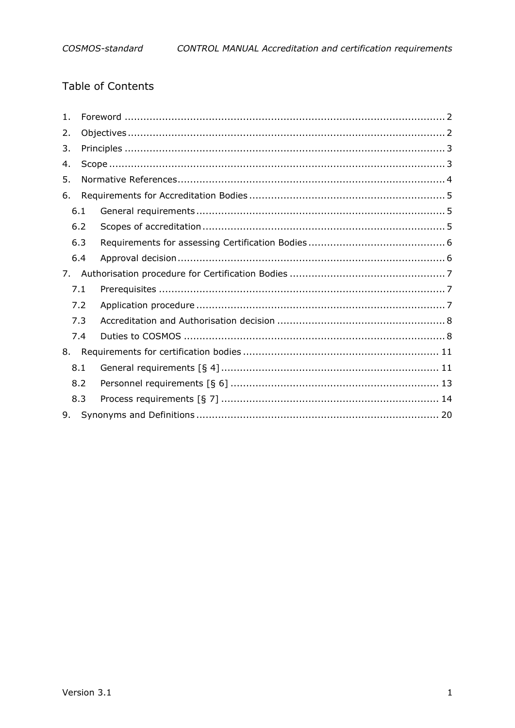# Table of Contents

1. Foreword ....................................................................................................... 2
2. Objectives ..................................................................................................... 2
3. Principles ...................................................................................................... 3
4. Scope ........................................................................................................... 3
5. Normative References..................................................................................... 4
6. Requirements for Accreditation Bodies .............................................................. 5
   - 6.1 General requirements ............................................................................... 5
   - 6.2 Scopes of accreditation ............................................................................. 5
   - 6.3 Requirements for assessing Certification Bodies ........................................... 6
   - 6.4 Approval decision ..................................................................................... 6
7. Authorisation procedure for Certification Bodies .................................................. 7
   - 7.1 Prerequisites ........................................................................................... 7
   - 7.2 Application procedure ............................................................................... 7
   - 7.3 Accreditation and Authorisation decision ..................................................... 8
   - 7.4 Duties to COSMOS ................................................................................... 8
8. Requirements for certification bodies .............................................................. 11
   - 8.1 General requirements [§ 4] ..................................................................... 11
   - 8.2 Personnel requirements [§ 6] .................................................................. 13
   - 8.3 Process requirements [§ 7] ..................................................................... 14
9. Synonyms and Definitions ............................................................................. 20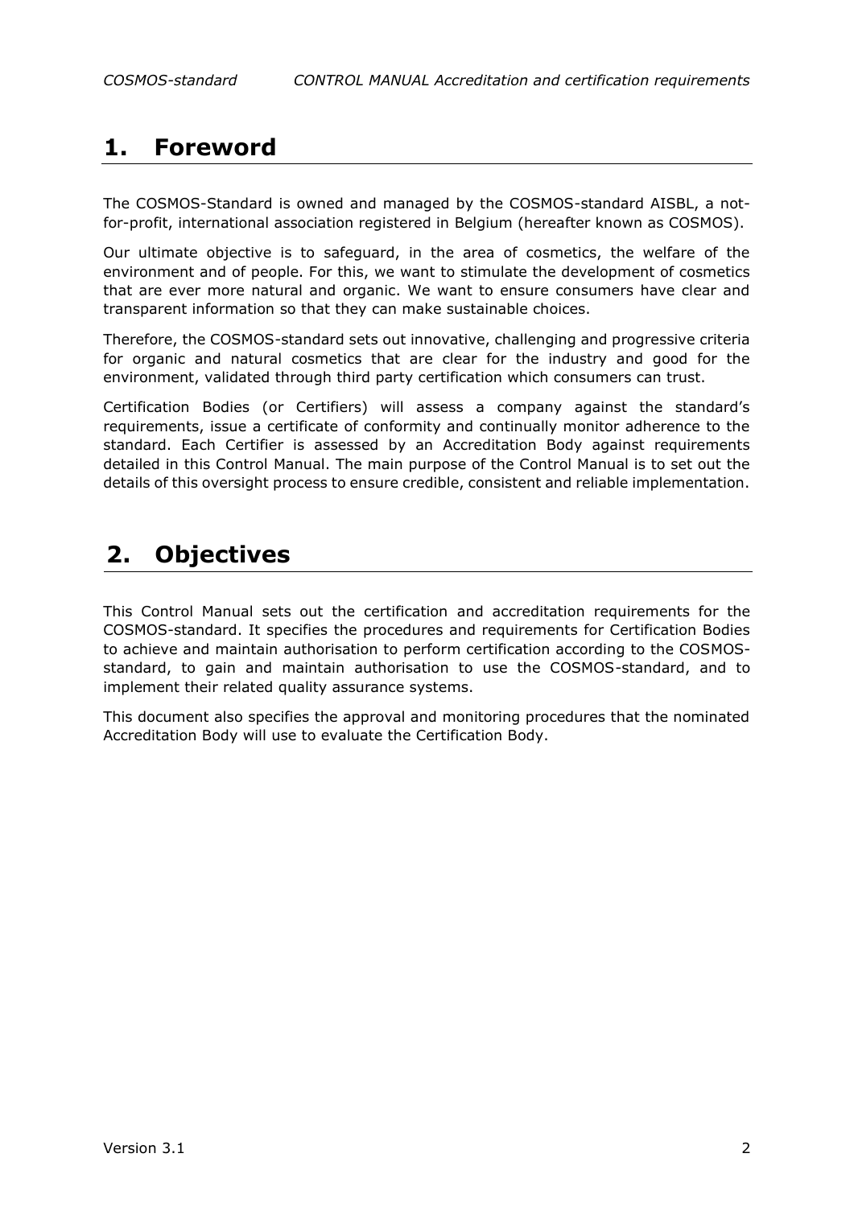# 1. Foreword

The COSMOS-Standard is owned and managed by the COSMOS-standard AISBL, a not-for-profit, international association registered in Belgium (hereafter known as COSMOS).

Our ultimate objective is to safeguard, in the area of cosmetics, the welfare of the environment and of people. For this, we want to stimulate the development of cosmetics that are ever more natural and organic. We want to ensure consumers have clear and transparent information so that they can make sustainable choices.

Therefore, the COSMOS-standard sets out innovative, challenging and progressive criteria for organic and natural cosmetics that are clear for the industry and good for the environment, validated through third party certification which consumers can trust.

Certification Bodies (or Certifiers) will assess a company against the standard's requirements, issue a certificate of conformity and continually monitor adherence to the standard. Each Certifier is assessed by an Accreditation Body against requirements detailed in this Control Manual. The main purpose of the Control Manual is to set out the details of this oversight process to ensure credible, consistent and reliable implementation.

# 2. Objectives

This Control Manual sets out the certification and accreditation requirements for the COSMOS-standard. It specifies the procedures and requirements for Certification Bodies to achieve and maintain authorisation to perform certification according to the COSMOS-standard, to gain and maintain authorisation to use the COSMOS-standard, and to implement their related quality assurance systems.

This document also specifies the approval and monitoring procedures that the nominated Accreditation Body will use to evaluate the Certification Body.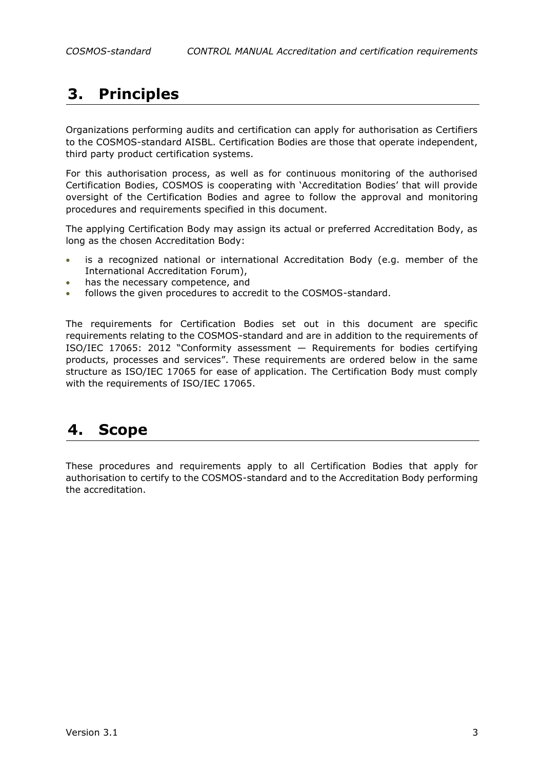# 3. Principles

Organizations performing audits and certification can apply for authorisation as Certifiers to the COSMOS-standard AISBL. Certification Bodies are those that operate independent, third party product certification systems.

For this authorisation process, as well as for continuous monitoring of the authorised Certification Bodies, COSMOS is cooperating with 'Accreditation Bodies' that will provide oversight of the Certification Bodies and agree to follow the approval and monitoring procedures and requirements specified in this document.

The applying Certification Body may assign its actual or preferred Accreditation Body, as long as the chosen Accreditation Body:

- is a recognized national or international Accreditation Body (e.g. member of the International Accreditation Forum),
- has the necessary competence, and
- follows the given procedures to accredit to the COSMOS-standard.

The requirements for Certification Bodies set out in this document are specific requirements relating to the COSMOS-standard and are in addition to the requirements of ISO/IEC 17065: 2012 "Conformity assessment — Requirements for bodies certifying products, processes and services". These requirements are ordered below in the same structure as ISO/IEC 17065 for ease of application. The Certification Body must comply with the requirements of ISO/IEC 17065.

# 4. Scope

These procedures and requirements apply to all Certification Bodies that apply for authorisation to certify to the COSMOS-standard and to the Accreditation Body performing the accreditation.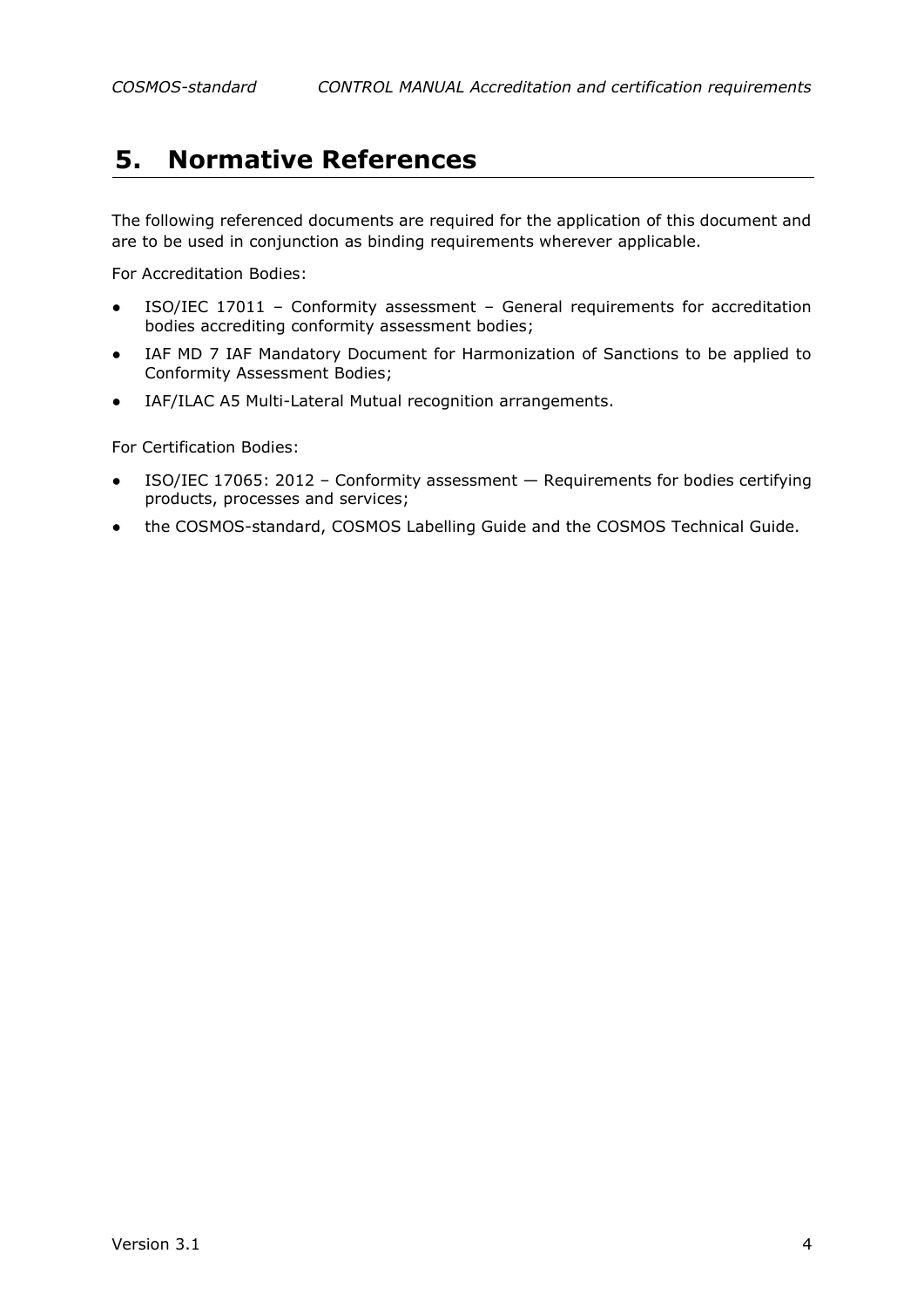# 5. Normative References

The following referenced documents are required for the application of this document and are to be used in conjunction as binding requirements wherever applicable.

For Accreditation Bodies:

- ISO/IEC 17011 – Conformity assessment – General requirements for accreditation bodies accrediting conformity assessment bodies;
- IAF MD 7 IAF Mandatory Document for Harmonization of Sanctions to be applied to Conformity Assessment Bodies;
- IAF/ILAC A5 Multi-Lateral Mutual recognition arrangements.

For Certification Bodies:

- ISO/IEC 17065: 2012 – Conformity assessment — Requirements for bodies certifying products, processes and services;
- the COSMOS-standard, COSMOS Labelling Guide and the COSMOS Technical Guide.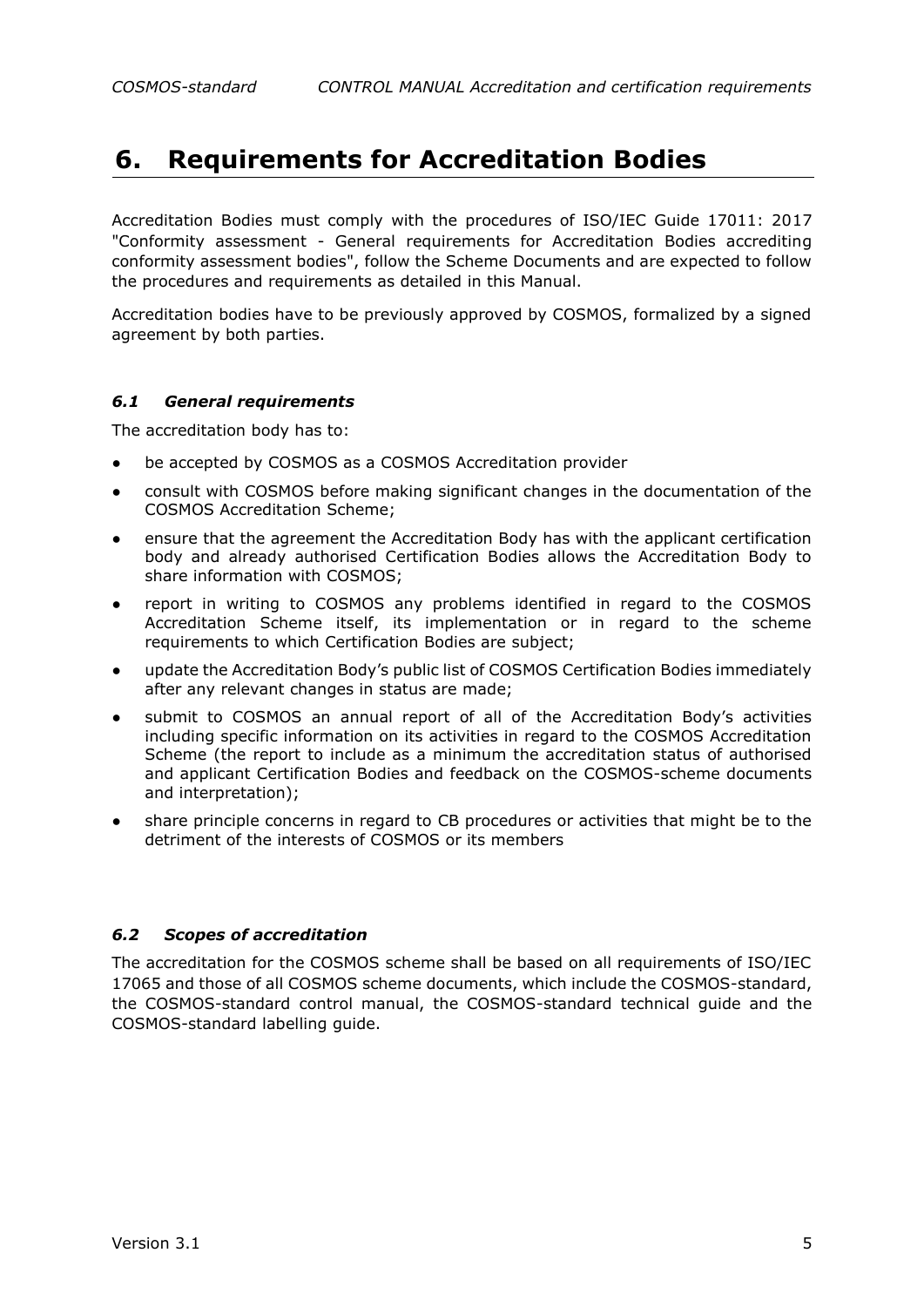# 6. Requirements for Accreditation Bodies

Accreditation Bodies must comply with the procedures of ISO/IEC Guide 17011: 2017 "Conformity assessment - General requirements for Accreditation Bodies accrediting conformity assessment bodies", follow the Scheme Documents and are expected to follow the procedures and requirements as detailed in this Manual.

Accreditation bodies have to be previously approved by COSMOS, formalized by a signed agreement by both parties.

## *6.1 General requirements*

The accreditation body has to:

- be accepted by COSMOS as a COSMOS Accreditation provider
- consult with COSMOS before making significant changes in the documentation of the COSMOS Accreditation Scheme;
- ensure that the agreement the Accreditation Body has with the applicant certification body and already authorised Certification Bodies allows the Accreditation Body to share information with COSMOS;
- report in writing to COSMOS any problems identified in regard to the COSMOS Accreditation Scheme itself, its implementation or in regard to the scheme requirements to which Certification Bodies are subject;
- update the Accreditation Body's public list of COSMOS Certification Bodies immediately after any relevant changes in status are made;
- submit to COSMOS an annual report of all of the Accreditation Body's activities including specific information on its activities in regard to the COSMOS Accreditation Scheme (the report to include as a minimum the accreditation status of authorised and applicant Certification Bodies and feedback on the COSMOS-scheme documents and interpretation);
- share principle concerns in regard to CB procedures or activities that might be to the detriment of the interests of COSMOS or its members

## *6.2 Scopes of accreditation*

The accreditation for the COSMOS scheme shall be based on all requirements of ISO/IEC 17065 and those of all COSMOS scheme documents, which include the COSMOS-standard, the COSMOS-standard control manual, the COSMOS-standard technical guide and the COSMOS-standard labelling guide.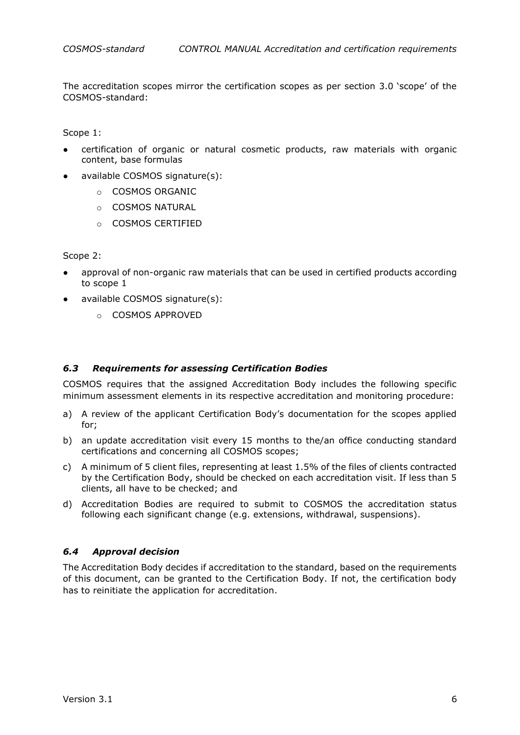The accreditation scopes mirror the certification scopes as per section 3.0 'scope' of the COSMOS-standard:

Scope 1:

- certification of organic or natural cosmetic products, raw materials with organic content, base formulas
- available COSMOS signature(s):
  - COSMOS ORGANIC
  - COSMOS NATURAL
  - COSMOS CERTIFIED

Scope 2:

- approval of non-organic raw materials that can be used in certified products according to scope 1
- available COSMOS signature(s):
  - COSMOS APPROVED

### *6.3 Requirements for assessing Certification Bodies*

COSMOS requires that the assigned Accreditation Body includes the following specific minimum assessment elements in its respective accreditation and monitoring procedure:

a) A review of the applicant Certification Body's documentation for the scopes applied for;

b) an update accreditation visit every 15 months to the/an office conducting standard certifications and concerning all COSMOS scopes;

c) A minimum of 5 client files, representing at least 1.5% of the files of clients contracted by the Certification Body, should be checked on each accreditation visit. If less than 5 clients, all have to be checked; and

d) Accreditation Bodies are required to submit to COSMOS the accreditation status following each significant change (e.g. extensions, withdrawal, suspensions).

### *6.4 Approval decision*

The Accreditation Body decides if accreditation to the standard, based on the requirements of this document, can be granted to the Certification Body. If not, the certification body has to reinitiate the application for accreditation.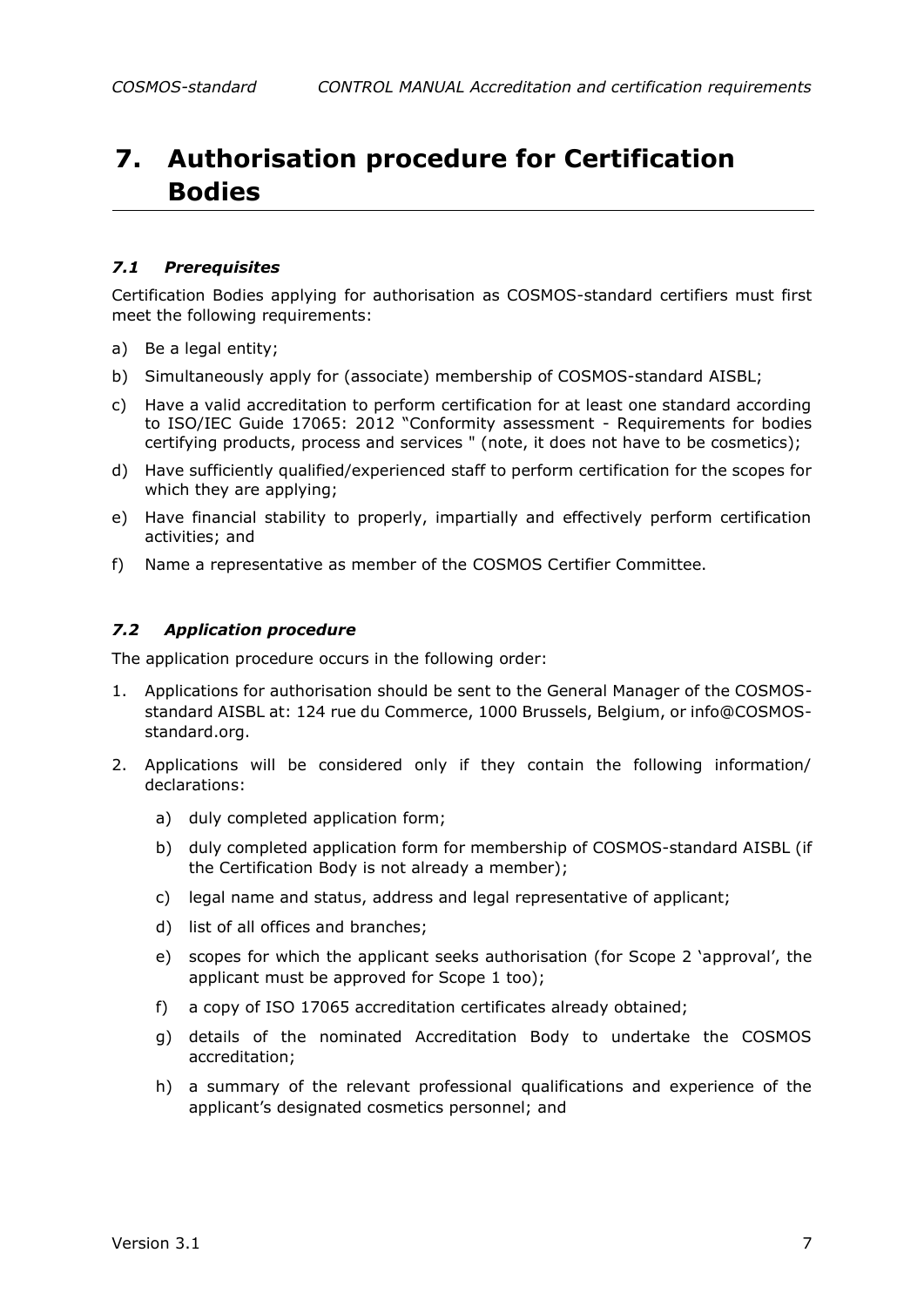# 7. Authorisation procedure for Certification Bodies

## *7.1 Prerequisites*

Certification Bodies applying for authorisation as COSMOS-standard certifiers must first meet the following requirements:

a) Be a legal entity;

b) Simultaneously apply for (associate) membership of COSMOS-standard AISBL;

c) Have a valid accreditation to perform certification for at least one standard according to ISO/IEC Guide 17065: 2012 "Conformity assessment - Requirements for bodies certifying products, process and services " (note, it does not have to be cosmetics);

d) Have sufficiently qualified/experienced staff to perform certification for the scopes for which they are applying;

e) Have financial stability to properly, impartially and effectively perform certification activities; and

f) Name a representative as member of the COSMOS Certifier Committee.

## *7.2 Application procedure*

The application procedure occurs in the following order:

1. Applications for authorisation should be sent to the General Manager of the COSMOS-standard AISBL at: 124 rue du Commerce, 1000 Brussels, Belgium, or info@COSMOS-standard.org.

2. Applications will be considered only if they contain the following information/ declarations:

   a) duly completed application form;

   b) duly completed application form for membership of COSMOS-standard AISBL (if the Certification Body is not already a member);

   c) legal name and status, address and legal representative of applicant;

   d) list of all offices and branches;

   e) scopes for which the applicant seeks authorisation (for Scope 2 'approval', the applicant must be approved for Scope 1 too);

   f) a copy of ISO 17065 accreditation certificates already obtained;

   g) details of the nominated Accreditation Body to undertake the COSMOS accreditation;

   h) a summary of the relevant professional qualifications and experience of the applicant's designated cosmetics personnel; and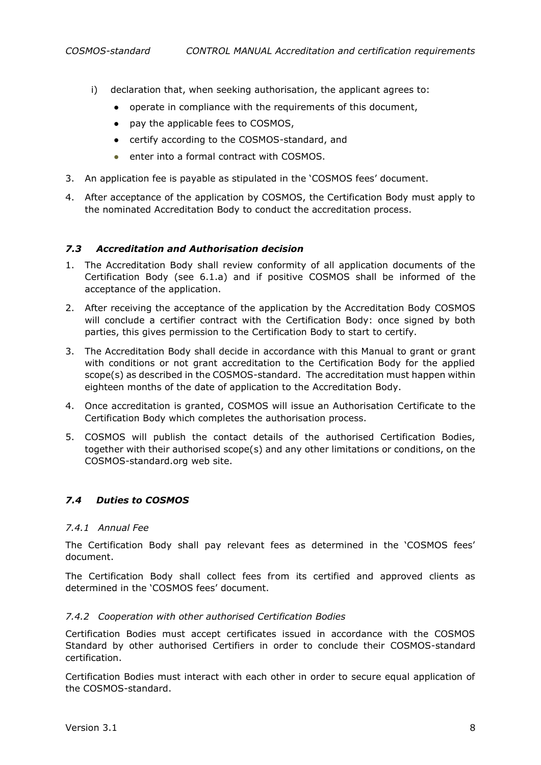i) declaration that, when seeking authorisation, the applicant agrees to:
   - operate in compliance with the requirements of this document,
   - pay the applicable fees to COSMOS,
   - certify according to the COSMOS-standard, and
   - enter into a formal contract with COSMOS.

3. An application fee is payable as stipulated in the 'COSMOS fees' document.
4. After acceptance of the application by COSMOS, the Certification Body must apply to the nominated Accreditation Body to conduct the accreditation process.

### *7.3 Accreditation and Authorisation decision*

1. The Accreditation Body shall review conformity of all application documents of the Certification Body (see 6.1.a) and if positive COSMOS shall be informed of the acceptance of the application.
2. After receiving the acceptance of the application by the Accreditation Body COSMOS will conclude a certifier contract with the Certification Body: once signed by both parties, this gives permission to the Certification Body to start to certify.
3. The Accreditation Body shall decide in accordance with this Manual to grant or grant with conditions or not grant accreditation to the Certification Body for the applied scope(s) as described in the COSMOS-standard. The accreditation must happen within eighteen months of the date of application to the Accreditation Body.
4. Once accreditation is granted, COSMOS will issue an Authorisation Certificate to the Certification Body which completes the authorisation process.
5. COSMOS will publish the contact details of the authorised Certification Bodies, together with their authorised scope(s) and any other limitations or conditions, on the COSMOS-standard.org web site.

### *7.4 Duties to COSMOS*

#### *7.4.1 Annual Fee*

The Certification Body shall pay relevant fees as determined in the 'COSMOS fees' document.

The Certification Body shall collect fees from its certified and approved clients as determined in the 'COSMOS fees' document.

#### *7.4.2 Cooperation with other authorised Certification Bodies*

Certification Bodies must accept certificates issued in accordance with the COSMOS Standard by other authorised Certifiers in order to conclude their COSMOS-standard certification.

Certification Bodies must interact with each other in order to secure equal application of the COSMOS-standard.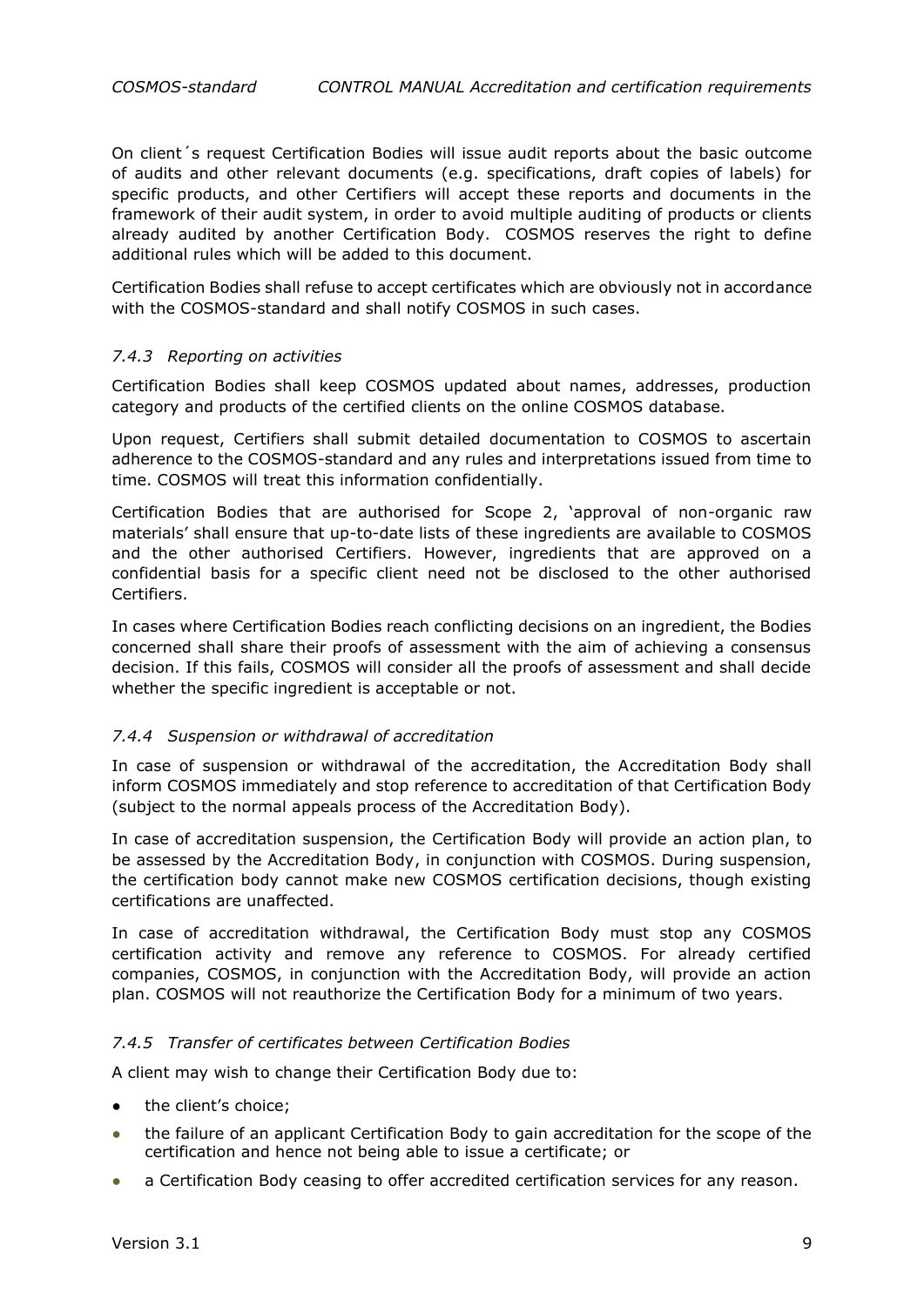On client´s request Certification Bodies will issue audit reports about the basic outcome of audits and other relevant documents (e.g. specifications, draft copies of labels) for specific products, and other Certifiers will accept these reports and documents in the framework of their audit system, in order to avoid multiple auditing of products or clients already audited by another Certification Body. COSMOS reserves the right to define additional rules which will be added to this document.

Certification Bodies shall refuse to accept certificates which are obviously not in accordance with the COSMOS-standard and shall notify COSMOS in such cases.

#### *7.4.3 Reporting on activities*

Certification Bodies shall keep COSMOS updated about names, addresses, production category and products of the certified clients on the online COSMOS database.

Upon request, Certifiers shall submit detailed documentation to COSMOS to ascertain adherence to the COSMOS-standard and any rules and interpretations issued from time to time. COSMOS will treat this information confidentially.

Certification Bodies that are authorised for Scope 2, 'approval of non-organic raw materials' shall ensure that up-to-date lists of these ingredients are available to COSMOS and the other authorised Certifiers. However, ingredients that are approved on a confidential basis for a specific client need not be disclosed to the other authorised Certifiers.

In cases where Certification Bodies reach conflicting decisions on an ingredient, the Bodies concerned shall share their proofs of assessment with the aim of achieving a consensus decision. If this fails, COSMOS will consider all the proofs of assessment and shall decide whether the specific ingredient is acceptable or not.

#### *7.4.4 Suspension or withdrawal of accreditation*

In case of suspension or withdrawal of the accreditation, the Accreditation Body shall inform COSMOS immediately and stop reference to accreditation of that Certification Body (subject to the normal appeals process of the Accreditation Body).

In case of accreditation suspension, the Certification Body will provide an action plan, to be assessed by the Accreditation Body, in conjunction with COSMOS. During suspension, the certification body cannot make new COSMOS certification decisions, though existing certifications are unaffected.

In case of accreditation withdrawal, the Certification Body must stop any COSMOS certification activity and remove any reference to COSMOS. For already certified companies, COSMOS, in conjunction with the Accreditation Body, will provide an action plan. COSMOS will not reauthorize the Certification Body for a minimum of two years.

#### *7.4.5 Transfer of certificates between Certification Bodies*

A client may wish to change their Certification Body due to:

- the client's choice;
- the failure of an applicant Certification Body to gain accreditation for the scope of the certification and hence not being able to issue a certificate; or
- a Certification Body ceasing to offer accredited certification services for any reason.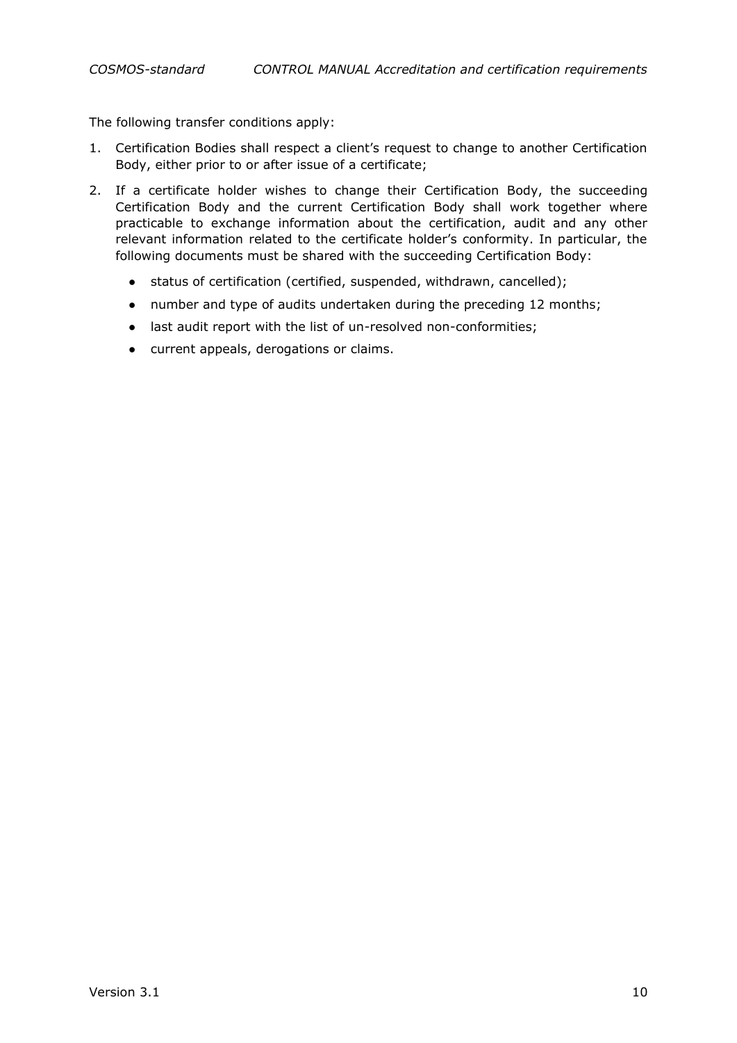The following transfer conditions apply:

1. Certification Bodies shall respect a client's request to change to another Certification Body, either prior to or after issue of a certificate;
2. If a certificate holder wishes to change their Certification Body, the succeeding Certification Body and the current Certification Body shall work together where practicable to exchange information about the certification, audit and any other relevant information related to the certificate holder's conformity. In particular, the following documents must be shared with the succeeding Certification Body:
   - status of certification (certified, suspended, withdrawn, cancelled);
   - number and type of audits undertaken during the preceding 12 months;
   - last audit report with the list of un-resolved non-conformities;
   - current appeals, derogations or claims.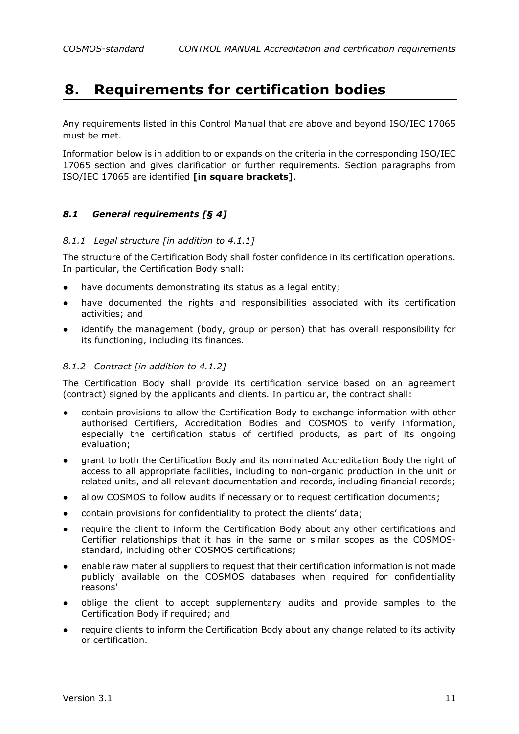// 8. Requirements for certification bodies

Any requirements listed in this Control Manual that are above and beyond ISO/IEC 17065 must be met.

Information below is in addition to or expands on the criteria in the corresponding ISO/IEC 17065 section and gives clarification or further requirements. Section paragraphs from ISO/IEC 17065 are identified **[in square brackets]**.

## *8.1 General requirements [§ 4]*

### *8.1.1 Legal structure [in addition to 4.1.1]*

The structure of the Certification Body shall foster confidence in its certification operations. In particular, the Certification Body shall:

- have documents demonstrating its status as a legal entity;
- have documented the rights and responsibilities associated with its certification activities; and
- identify the management (body, group or person) that has overall responsibility for its functioning, including its finances.

### *8.1.2 Contract [in addition to 4.1.2]*

The Certification Body shall provide its certification service based on an agreement (contract) signed by the applicants and clients. In particular, the contract shall:

- contain provisions to allow the Certification Body to exchange information with other authorised Certifiers, Accreditation Bodies and COSMOS to verify information, especially the certification status of certified products, as part of its ongoing evaluation;
- grant to both the Certification Body and its nominated Accreditation Body the right of access to all appropriate facilities, including to non-organic production in the unit or related units, and all relevant documentation and records, including financial records;
- allow COSMOS to follow audits if necessary or to request certification documents;
- contain provisions for confidentiality to protect the clients' data;
- require the client to inform the Certification Body about any other certifications and Certifier relationships that it has in the same or similar scopes as the COSMOS-standard, including other COSMOS certifications;
- enable raw material suppliers to request that their certification information is not made publicly available on the COSMOS databases when required for confidentiality reasons'
- oblige the client to accept supplementary audits and provide samples to the Certification Body if required; and
- require clients to inform the Certification Body about any change related to its activity or certification.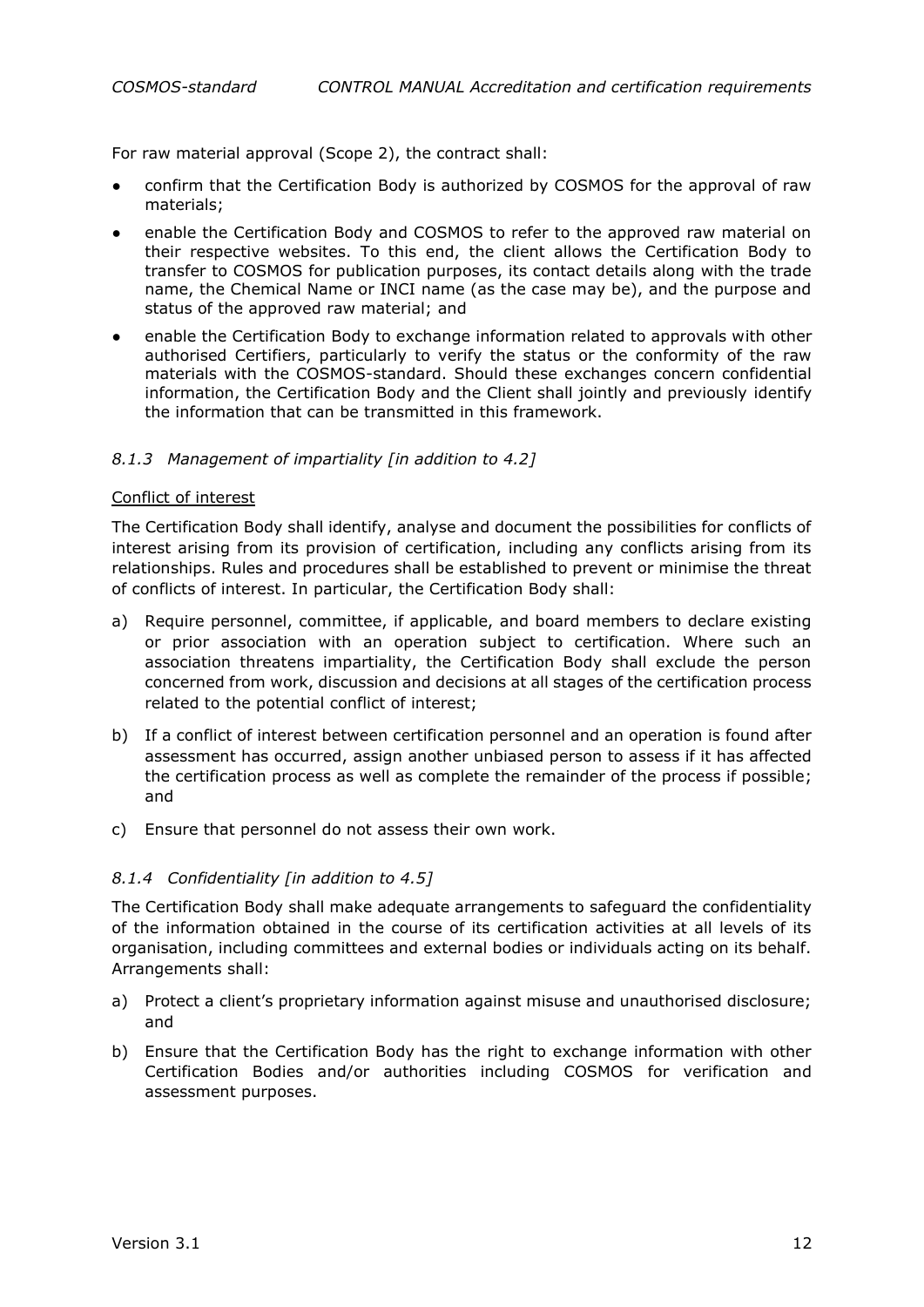For raw material approval (Scope 2), the contract shall:

- confirm that the Certification Body is authorized by COSMOS for the approval of raw materials;
- enable the Certification Body and COSMOS to refer to the approved raw material on their respective websites. To this end, the client allows the Certification Body to transfer to COSMOS for publication purposes, its contact details along with the trade name, the Chemical Name or INCI name (as the case may be), and the purpose and status of the approved raw material; and
- enable the Certification Body to exchange information related to approvals with other authorised Certifiers, particularly to verify the status or the conformity of the raw materials with the COSMOS-standard. Should these exchanges concern confidential information, the Certification Body and the Client shall jointly and previously identify the information that can be transmitted in this framework.

#### *8.1.3 Management of impartiality [in addition to 4.2]*

Conflict of interest

The Certification Body shall identify, analyse and document the possibilities for conflicts of interest arising from its provision of certification, including any conflicts arising from its relationships. Rules and procedures shall be established to prevent or minimise the threat of conflicts of interest. In particular, the Certification Body shall:

a) Require personnel, committee, if applicable, and board members to declare existing or prior association with an operation subject to certification. Where such an association threatens impartiality, the Certification Body shall exclude the person concerned from work, discussion and decisions at all stages of the certification process related to the potential conflict of interest;

b) If a conflict of interest between certification personnel and an operation is found after assessment has occurred, assign another unbiased person to assess if it has affected the certification process as well as complete the remainder of the process if possible; and

c) Ensure that personnel do not assess their own work.

#### *8.1.4 Confidentiality [in addition to 4.5]*

The Certification Body shall make adequate arrangements to safeguard the confidentiality of the information obtained in the course of its certification activities at all levels of its organisation, including committees and external bodies or individuals acting on its behalf. Arrangements shall:

a) Protect a client's proprietary information against misuse and unauthorised disclosure; and

b) Ensure that the Certification Body has the right to exchange information with other Certification Bodies and/or authorities including COSMOS for verification and assessment purposes.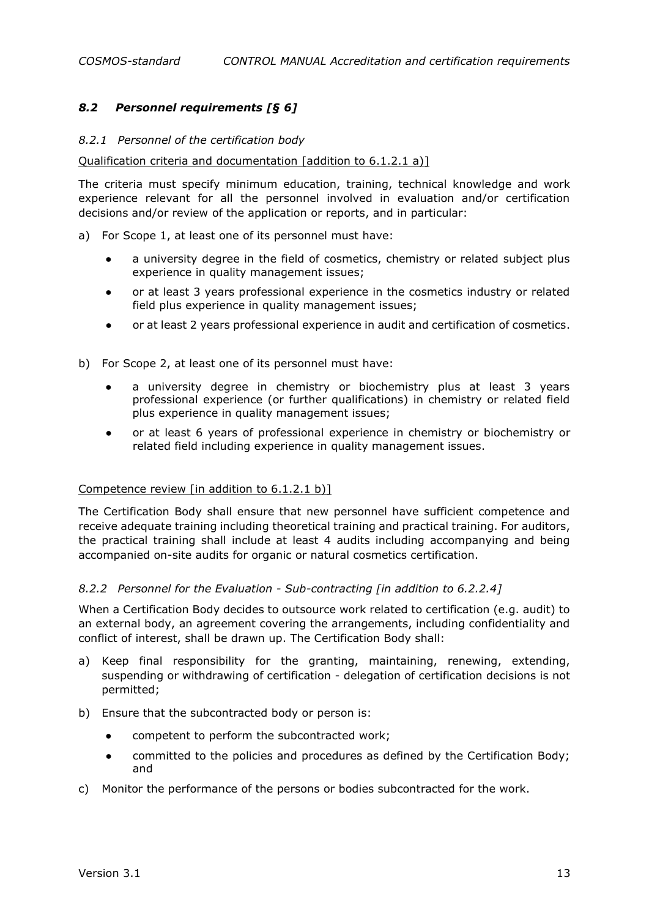## *8.2 Personnel requirements [§ 6]*

### *8.2.1 Personnel of the certification body*

Qualification criteria and documentation [addition to 6.1.2.1 a)]

The criteria must specify minimum education, training, technical knowledge and work experience relevant for all the personnel involved in evaluation and/or certification decisions and/or review of the application or reports, and in particular:

a) For Scope 1, at least one of its personnel must have:

- a university degree in the field of cosmetics, chemistry or related subject plus experience in quality management issues;
- or at least 3 years professional experience in the cosmetics industry or related field plus experience in quality management issues;
- or at least 2 years professional experience in audit and certification of cosmetics.

b) For Scope 2, at least one of its personnel must have:

- a university degree in chemistry or biochemistry plus at least 3 years professional experience (or further qualifications) in chemistry or related field plus experience in quality management issues;
- or at least 6 years of professional experience in chemistry or biochemistry or related field including experience in quality management issues.

Competence review [in addition to 6.1.2.1 b)]

The Certification Body shall ensure that new personnel have sufficient competence and receive adequate training including theoretical training and practical training. For auditors, the practical training shall include at least 4 audits including accompanying and being accompanied on-site audits for organic or natural cosmetics certification.

### *8.2.2 Personnel for the Evaluation - Sub-contracting [in addition to 6.2.2.4]*

When a Certification Body decides to outsource work related to certification (e.g. audit) to an external body, an agreement covering the arrangements, including confidentiality and conflict of interest, shall be drawn up. The Certification Body shall:

a) Keep final responsibility for the granting, maintaining, renewing, extending, suspending or withdrawing of certification - delegation of certification decisions is not permitted;

b) Ensure that the subcontracted body or person is:

- competent to perform the subcontracted work;
- committed to the policies and procedures as defined by the Certification Body; and

c) Monitor the performance of the persons or bodies subcontracted for the work.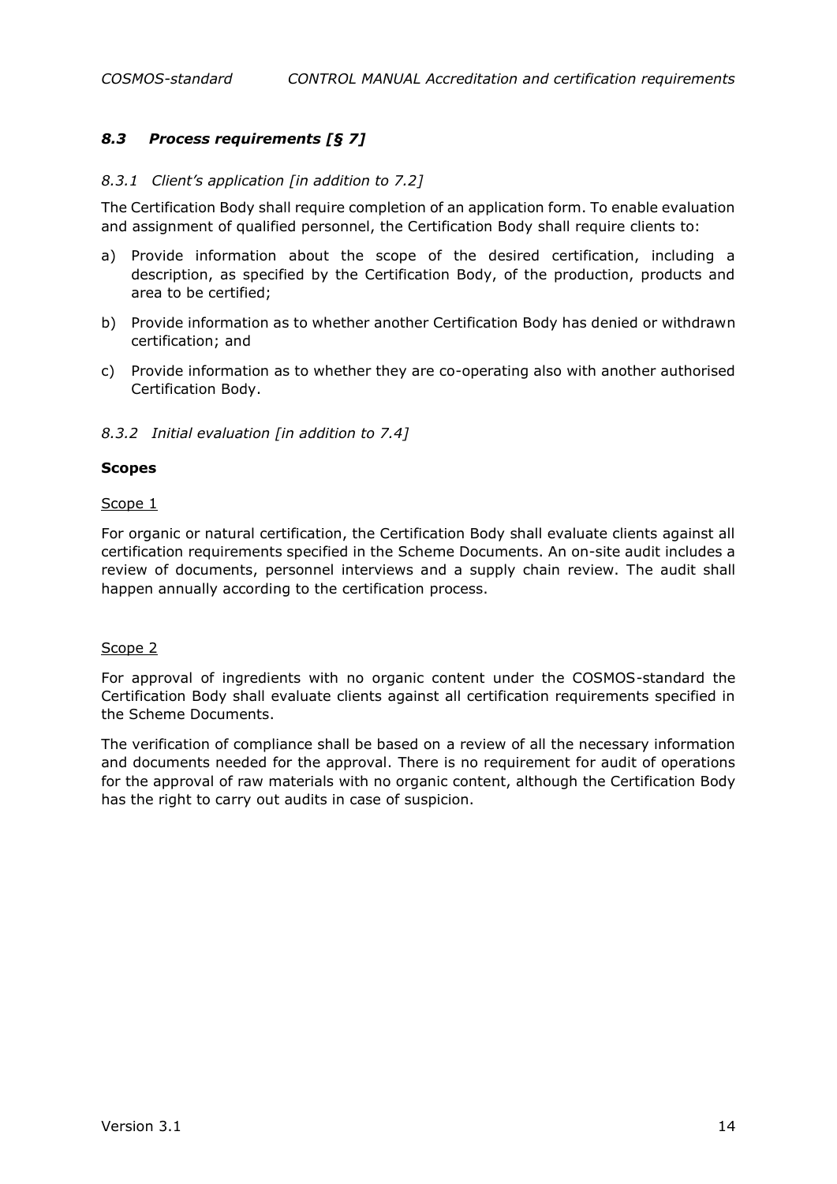## *8.3 Process requirements [§ 7]*

### *8.3.1 Client's application [in addition to 7.2]*

The Certification Body shall require completion of an application form. To enable evaluation and assignment of qualified personnel, the Certification Body shall require clients to:

a) Provide information about the scope of the desired certification, including a description, as specified by the Certification Body, of the production, products and area to be certified;

b) Provide information as to whether another Certification Body has denied or withdrawn certification; and

c) Provide information as to whether they are co-operating also with another authorised Certification Body.

### *8.3.2 Initial evaluation [in addition to 7.4]*

**Scopes**

<u>Scope 1</u>

For organic or natural certification, the Certification Body shall evaluate clients against all certification requirements specified in the Scheme Documents. An on-site audit includes a review of documents, personnel interviews and a supply chain review. The audit shall happen annually according to the certification process.

<u>Scope 2</u>

For approval of ingredients with no organic content under the COSMOS-standard the Certification Body shall evaluate clients against all certification requirements specified in the Scheme Documents.

The verification of compliance shall be based on a review of all the necessary information and documents needed for the approval. There is no requirement for audit of operations for the approval of raw materials with no organic content, although the Certification Body has the right to carry out audits in case of suspicion.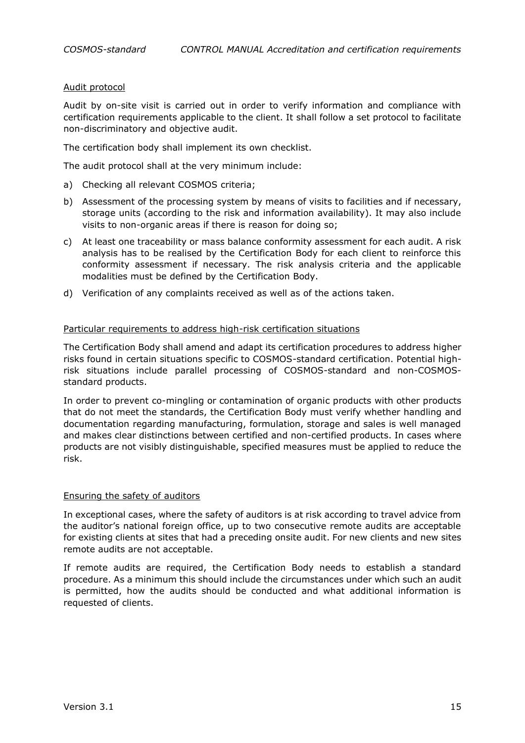Audit protocol

Audit by on-site visit is carried out in order to verify information and compliance with certification requirements applicable to the client. It shall follow a set protocol to facilitate non-discriminatory and objective audit.

The certification body shall implement its own checklist.

The audit protocol shall at the very minimum include:

a) Checking all relevant COSMOS criteria;
b) Assessment of the processing system by means of visits to facilities and if necessary, storage units (according to the risk and information availability). It may also include visits to non-organic areas if there is reason for doing so;
c) At least one traceability or mass balance conformity assessment for each audit. A risk analysis has to be realised by the Certification Body for each client to reinforce this conformity assessment if necessary. The risk analysis criteria and the applicable modalities must be defined by the Certification Body.
d) Verification of any complaints received as well as of the actions taken.

Particular requirements to address high-risk certification situations

The Certification Body shall amend and adapt its certification procedures to address higher risks found in certain situations specific to COSMOS-standard certification. Potential high-risk situations include parallel processing of COSMOS-standard and non-COSMOS-standard products.

In order to prevent co-mingling or contamination of organic products with other products that do not meet the standards, the Certification Body must verify whether handling and documentation regarding manufacturing, formulation, storage and sales is well managed and makes clear distinctions between certified and non-certified products. In cases where products are not visibly distinguishable, specified measures must be applied to reduce the risk.

Ensuring the safety of auditors

In exceptional cases, where the safety of auditors is at risk according to travel advice from the auditor's national foreign office, up to two consecutive remote audits are acceptable for existing clients at sites that had a preceding onsite audit. For new clients and new sites remote audits are not acceptable.

If remote audits are required, the Certification Body needs to establish a standard procedure. As a minimum this should include the circumstances under which such an audit is permitted, how the audits should be conducted and what additional information is requested of clients.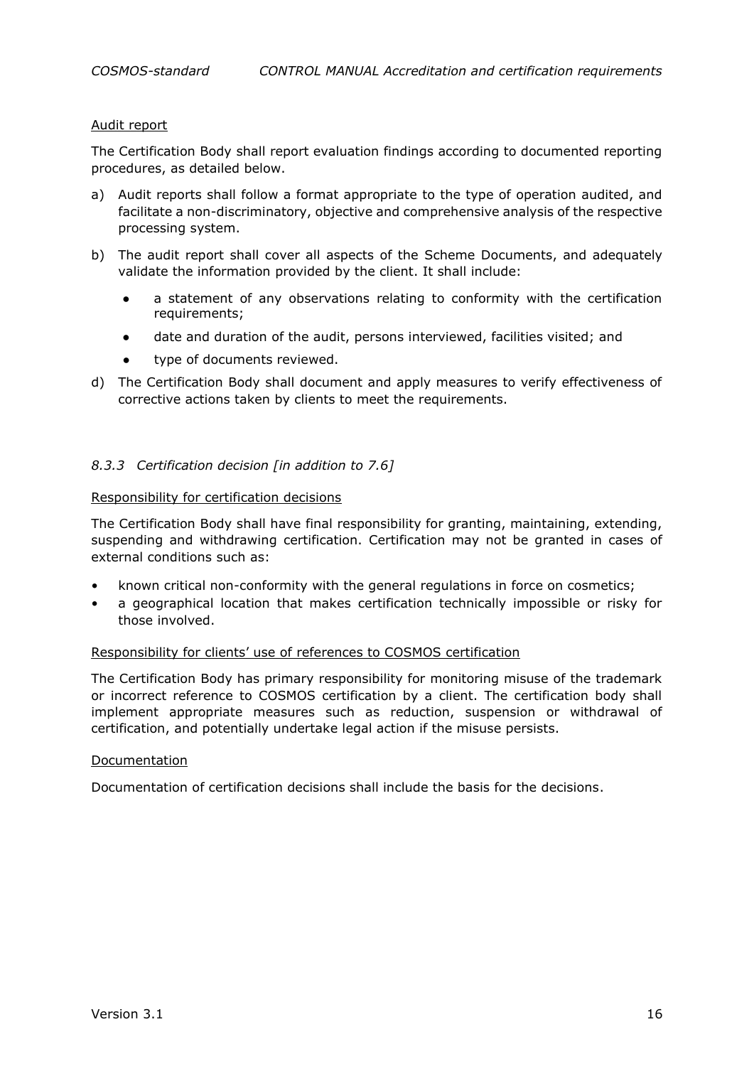Audit report

The Certification Body shall report evaluation findings according to documented reporting procedures, as detailed below.

a) Audit reports shall follow a format appropriate to the type of operation audited, and facilitate a non-discriminatory, objective and comprehensive analysis of the respective processing system.

b) The audit report shall cover all aspects of the Scheme Documents, and adequately validate the information provided by the client. It shall include:

   - a statement of any observations relating to conformity with the certification requirements;
   - date and duration of the audit, persons interviewed, facilities visited; and
   - type of documents reviewed.

d) The Certification Body shall document and apply measures to verify effectiveness of corrective actions taken by clients to meet the requirements.

### *8.3.3 Certification decision [in addition to 7.6]*

Responsibility for certification decisions

The Certification Body shall have final responsibility for granting, maintaining, extending, suspending and withdrawing certification. Certification may not be granted in cases of external conditions such as:

- known critical non-conformity with the general regulations in force on cosmetics;
- a geographical location that makes certification technically impossible or risky for those involved.

Responsibility for clients' use of references to COSMOS certification

The Certification Body has primary responsibility for monitoring misuse of the trademark or incorrect reference to COSMOS certification by a client. The certification body shall implement appropriate measures such as reduction, suspension or withdrawal of certification, and potentially undertake legal action if the misuse persists.

Documentation

Documentation of certification decisions shall include the basis for the decisions.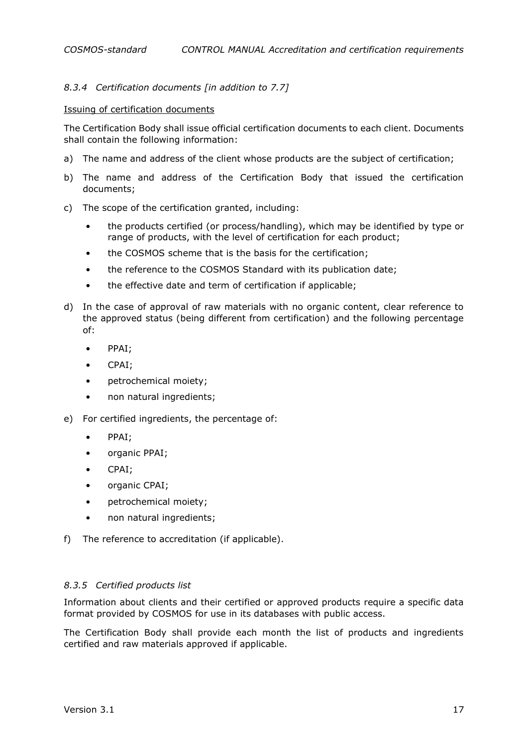### *8.3.4 Certification documents [in addition to 7.7]*

Issuing of certification documents

The Certification Body shall issue official certification documents to each client. Documents shall contain the following information:

a) The name and address of the client whose products are the subject of certification;

b) The name and address of the Certification Body that issued the certification documents;

c) The scope of the certification granted, including:

- the products certified (or process/handling), which may be identified by type or range of products, with the level of certification for each product;
- the COSMOS scheme that is the basis for the certification;
- the reference to the COSMOS Standard with its publication date;
- the effective date and term of certification if applicable;

d) In the case of approval of raw materials with no organic content, clear reference to the approved status (being different from certification) and the following percentage of:

- PPAI;
- CPAI;
- petrochemical moiety;
- non natural ingredients;

e) For certified ingredients, the percentage of:

- PPAI;
- organic PPAI;
- CPAI;
- organic CPAI;
- petrochemical moiety;
- non natural ingredients;

f) The reference to accreditation (if applicable).

### *8.3.5 Certified products list*

Information about clients and their certified or approved products require a specific data format provided by COSMOS for use in its databases with public access.

The Certification Body shall provide each month the list of products and ingredients certified and raw materials approved if applicable.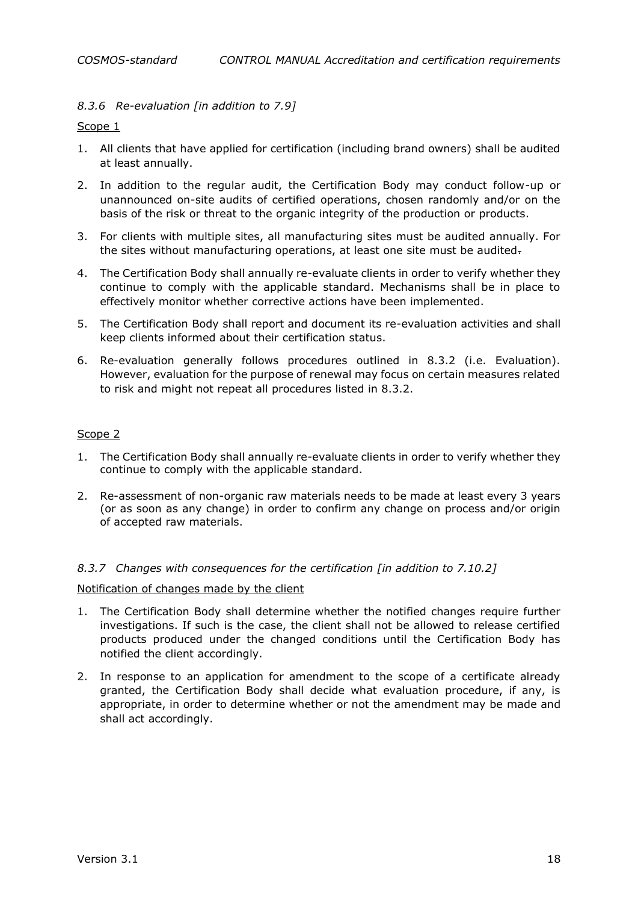### *8.3.6 Re-evaluation [in addition to 7.9]*

Scope 1

1. All clients that have applied for certification (including brand owners) shall be audited at least annually.
2. In addition to the regular audit, the Certification Body may conduct follow-up or unannounced on-site audits of certified operations, chosen randomly and/or on the basis of the risk or threat to the organic integrity of the production or products.
3. For clients with multiple sites, all manufacturing sites must be audited annually. For the sites without manufacturing operations, at least one site must be audited.
4. The Certification Body shall annually re-evaluate clients in order to verify whether they continue to comply with the applicable standard. Mechanisms shall be in place to effectively monitor whether corrective actions have been implemented.
5. The Certification Body shall report and document its re-evaluation activities and shall keep clients informed about their certification status.
6. Re-evaluation generally follows procedures outlined in 8.3.2 (i.e. Evaluation). However, evaluation for the purpose of renewal may focus on certain measures related to risk and might not repeat all procedures listed in 8.3.2.

Scope 2

1. The Certification Body shall annually re-evaluate clients in order to verify whether they continue to comply with the applicable standard.
2. Re-assessment of non-organic raw materials needs to be made at least every 3 years (or as soon as any change) in order to confirm any change on process and/or origin of accepted raw materials.

### *8.3.7 Changes with consequences for the certification [in addition to 7.10.2]*

Notification of changes made by the client

1. The Certification Body shall determine whether the notified changes require further investigations. If such is the case, the client shall not be allowed to release certified products produced under the changed conditions until the Certification Body has notified the client accordingly.
2. In response to an application for amendment to the scope of a certificate already granted, the Certification Body shall decide what evaluation procedure, if any, is appropriate, in order to determine whether or not the amendment may be made and shall act accordingly.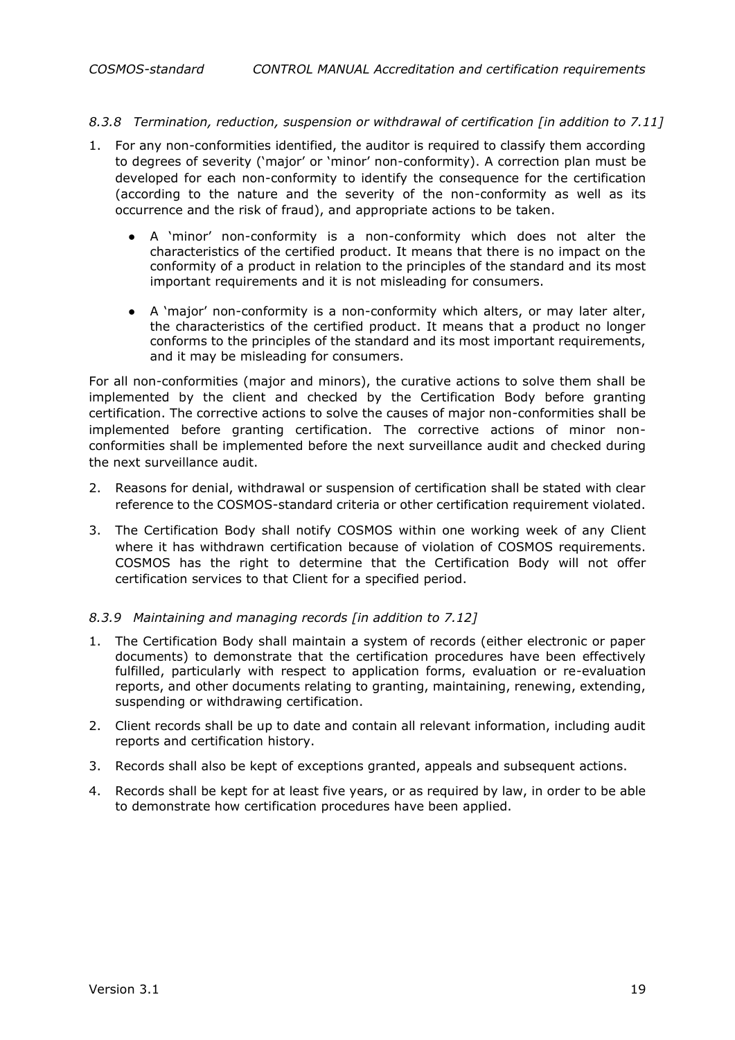### *8.3.8 Termination, reduction, suspension or withdrawal of certification [in addition to 7.11]*

1. For any non-conformities identified, the auditor is required to classify them according to degrees of severity ('major' or 'minor' non-conformity). A correction plan must be developed for each non-conformity to identify the consequence for the certification (according to the nature and the severity of the non-conformity as well as its occurrence and the risk of fraud), and appropriate actions to be taken.

   - A 'minor' non-conformity is a non-conformity which does not alter the characteristics of the certified product. It means that there is no impact on the conformity of a product in relation to the principles of the standard and its most important requirements and it is not misleading for consumers.

   - A 'major' non-conformity is a non-conformity which alters, or may later alter, the characteristics of the certified product. It means that a product no longer conforms to the principles of the standard and its most important requirements, and it may be misleading for consumers.

For all non-conformities (major and minors), the curative actions to solve them shall be implemented by the client and checked by the Certification Body before granting certification. The corrective actions to solve the causes of major non-conformities shall be implemented before granting certification. The corrective actions of minor non-conformities shall be implemented before the next surveillance audit and checked during the next surveillance audit.

2. Reasons for denial, withdrawal or suspension of certification shall be stated with clear reference to the COSMOS-standard criteria or other certification requirement violated.

3. The Certification Body shall notify COSMOS within one working week of any Client where it has withdrawn certification because of violation of COSMOS requirements. COSMOS has the right to determine that the Certification Body will not offer certification services to that Client for a specified period.

### *8.3.9 Maintaining and managing records [in addition to 7.12]*

1. The Certification Body shall maintain a system of records (either electronic or paper documents) to demonstrate that the certification procedures have been effectively fulfilled, particularly with respect to application forms, evaluation or re-evaluation reports, and other documents relating to granting, maintaining, renewing, extending, suspending or withdrawing certification.

2. Client records shall be up to date and contain all relevant information, including audit reports and certification history.

3. Records shall also be kept of exceptions granted, appeals and subsequent actions.

4. Records shall be kept for at least five years, or as required by law, in order to be able to demonstrate how certification procedures have been applied.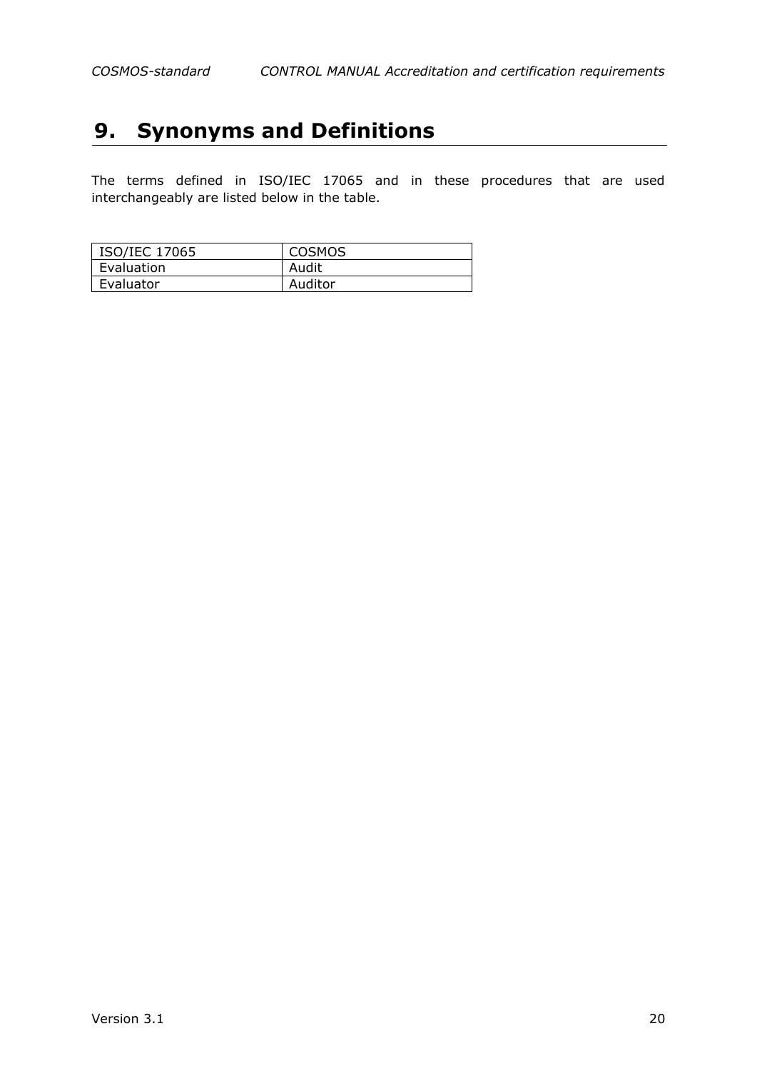# 9. Synonyms and Definitions

The terms defined in ISO/IEC 17065 and in these procedures that are used interchangeably are listed below in the table.

| ISO/IEC 17065 | COSMOS |
|---|---|
| Evaluation | Audit |
| Evaluator | Auditor |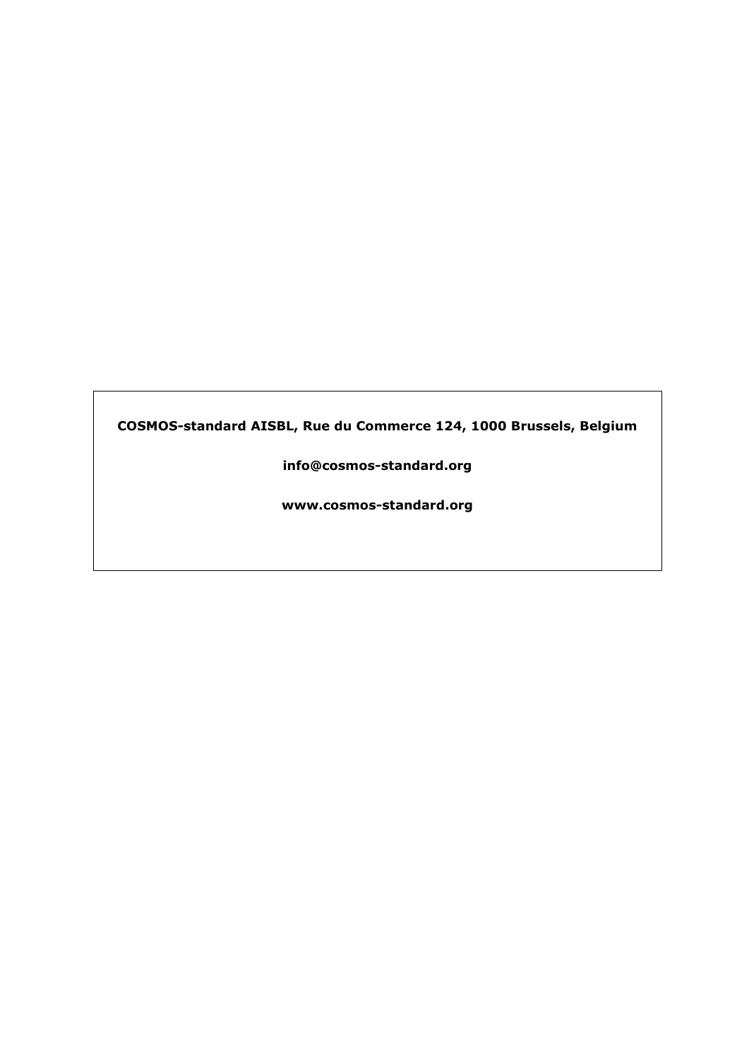**COSMOS-standard AISBL, Rue du Commerce 124, 1000 Brussels, Belgium**

**info@cosmos-standard.org**

**www.cosmos-standard.org**